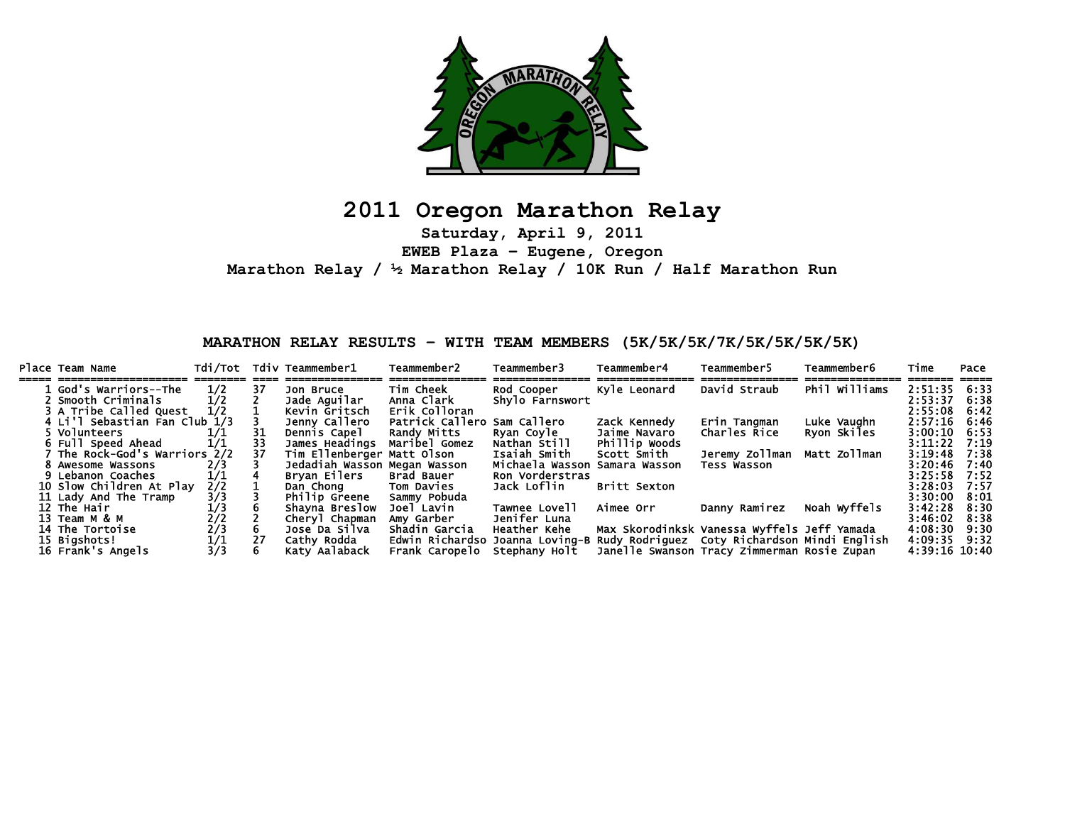# 2011 Oregon Marathon Relay

**Saturday, April 9, 2011**

**EWEB Plaza - Eugene, Oregon**

**Marathon Relay / ½ Marathon Relay / 10K Run / Half Marathon Run**

## MARATHON RELAY RESULTS - WITH TEAM MEMBERS (5K/5K/5K/7K/5K/5K/5K)

| Place | Team Name | Tdi/Tot | Tdiv | Teammember1 | Teammember2 | Teammember3 | Teammember4 | Teammember5 | Teammember6 | Time | Pace |
|---|---|---|---|---|---|---|---|---|---|---|---|
| 1 | God's Warriors--The | 1/2 | 37 | Jon Bruce | Tim Cheek | Rod Cooper | Kyle Leonard | David Straub | Phil Williams | 2:51:35 | 6:33 |
| 2 | Smooth Criminals | 1/2 | 2 | Jade Aguilar | Anna Clark | Shylo Farnswort | | | | 2:53:37 | 6:38 |
| 3 | A Tribe Called Quest | 1/2 | 1 | Kevin Gritsch | Erik Colloran | | | | | 2:55:08 | 6:42 |
| 4 | Li'l Sebastian Fan Club | 1/3 | 3 | Jenny Callero | Patrick Callero | Sam Callero | Zack Kennedy | Erin Tangman | Luke Vaughn | 2:57:16 | 6:46 |
| 5 | Volunteers | 1/1 | 31 | Dennis Capel | Randy Mitts | Ryan Coyle | Jaime Navaro | Charles Rice | Ryon Skiles | 3:00:10 | 6:53 |
| 6 | Full Speed Ahead | 1/1 | 33 | James Headings | Maribel Gomez | Nathan Still | Phillip Woods | | | 3:11:22 | 7:19 |
| 7 | The Rock-God's Warriors | 2/2 | 37 | Tim Ellenberger | Matt Olson | Isaiah Smith | Scott Smith | Jeremy Zollman | Matt Zollman | 3:19:48 | 7:38 |
| 8 | Awesome Wassons | 2/3 | 3 | Jedadiah Wasson | Megan Wasson | Michaela Wasson | Samara Wasson | Tess Wasson | | 3:20:46 | 7:40 |
| 9 | Lebanon Coaches | 1/1 | 4 | Bryan Eilers | Brad Bauer | Ron Vorderstras | | | | 3:25:58 | 7:52 |
| 10 | Slow Children At Play | 2/2 | 1 | Dan Chong | Tom Davies | Jack Loflin | Britt Sexton | | | 3:28:03 | 7:57 |
| 11 | Lady And The Tramp | 3/3 | 3 | Philip Greene | Sammy Pobuda | | | | | 3:30:00 | 8:01 |
| 12 | The Hair | 1/3 | 6 | Shayna Breslow | Joel Lavin | Tawnee Lovell | Aimee Orr | Danny Ramirez | Noah Wyffels | 3:42:28 | 8:30 |
| 13 | Team M & M | 2/2 | 2 | Cheryl Chapman | Amy Garber | Jenifer Luna | | | | 3:46:02 | 8:38 |
| 14 | The Tortoise | 2/3 | 6 | Jose Da Silva | Shadin Garcia | Heather Kehe | Max Skorodinksk | Vanessa Wyffels | Jeff Yamada | 4:08:30 | 9:30 |
| 15 | Bigshots! | 1/1 | 27 | Cathy Rodda | Edwin Richardso | Joanna Loving-B | Rudy Rodriguez | Coty Richardson | Mindi English | 4:09:35 | 9:32 |
| 16 | Frank's Angels | 3/3 | 6 | Katy Aalaback | Frank Caropelo | Stephany Holt | Janelle Swanson | Tracy Zimmerman | Rosie Zupan | 4:39:16 | 10:40 |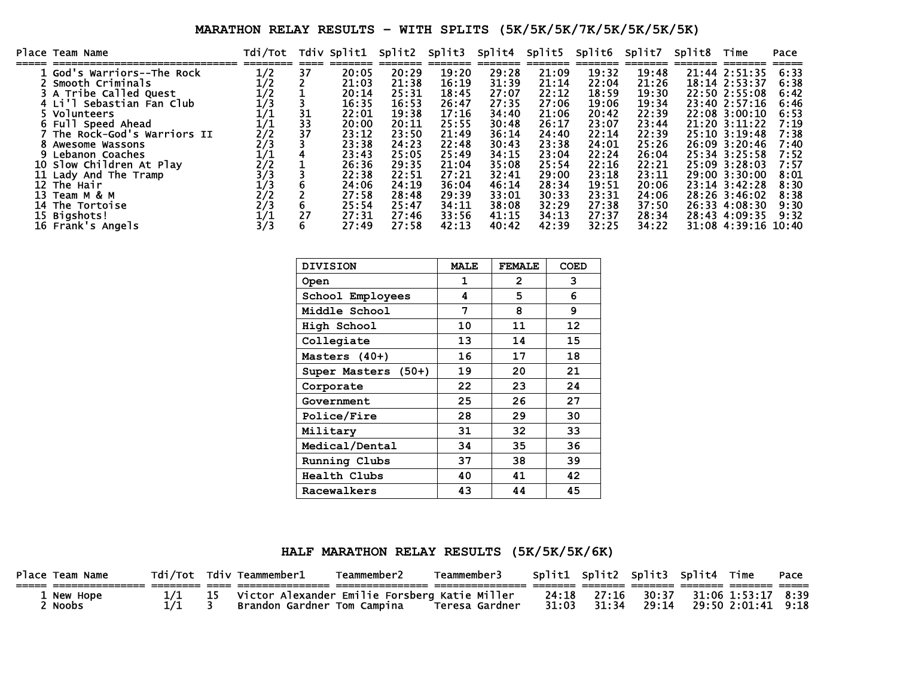# MARATHON RELAY RESULTS - WITH SPLITS (5K/5K/5K/7K/5K/5K/5K/5K)

| Place | Team Name | Tdi/Tot | Tdiv | Split1 | Split2 | Split3 | Split4 | Split5 | Split6 | Split7 | Split8 | Time | Pace |
|---|---|---|---|---|---|---|---|---|---|---|---|---|---|
| 1 | God's Warriors--The Rock | 1/2 | 37 | 20:05 | 20:29 | 19:20 | 29:28 | 21:09 | 19:32 | 19:48 | 21:44 | 2:51:35 | 6:33 |
| 2 | Smooth Criminals | 1/2 | 2 | 21:03 | 21:38 | 16:19 | 31:39 | 21:14 | 22:04 | 21:26 | 18:14 | 2:53:37 | 6:38 |
| 3 | A Tribe Called Quest | 1/2 | 1 | 20:14 | 25:31 | 18:45 | 27:07 | 22:12 | 18:59 | 19:30 | 22:50 | 2:55:08 | 6:42 |
| 4 | Li'l Sebastian Fan Club | 1/3 | 3 | 16:35 | 16:53 | 26:47 | 27:35 | 27:06 | 19:06 | 19:34 | 23:40 | 2:57:16 | 6:46 |
| 5 | Volunteers | 1/1 | 31 | 22:01 | 19:38 | 17:16 | 34:40 | 21:06 | 20:42 | 22:39 | 22:08 | 3:00:10 | 6:53 |
| 6 | Full Speed Ahead | 1/1 | 33 | 20:00 | 20:11 | 25:55 | 30:48 | 26:17 | 23:07 | 23:44 | 21:20 | 3:11:22 | 7:19 |
| 7 | The Rock-God's Warriors II | 2/2 | 37 | 23:12 | 23:50 | 21:49 | 36:14 | 24:40 | 22:14 | 22:39 | 25:10 | 3:19:48 | 7:38 |
| 8 | Awesome Wassons | 2/3 | 3 | 23:38 | 24:23 | 22:48 | 30:43 | 23:38 | 24:01 | 25:26 | 26:09 | 3:20:46 | 7:40 |
| 9 | Lebanon Coaches | 1/1 | 4 | 23:43 | 25:05 | 25:49 | 34:15 | 23:04 | 22:24 | 26:04 | 25:34 | 3:25:58 | 7:52 |
| 10 | Slow Children At Play | 2/2 | 1 | 26:36 | 29:35 | 21:04 | 35:08 | 25:54 | 22:16 | 22:21 | 25:09 | 3:28:03 | 7:57 |
| 11 | Lady And The Tramp | 3/3 | 3 | 22:38 | 22:51 | 27:21 | 32:41 | 29:00 | 23:18 | 23:11 | 29:00 | 3:30:00 | 8:01 |
| 12 | The Hair | 1/3 | 6 | 24:06 | 24:19 | 36:04 | 46:14 | 28:34 | 19:51 | 20:06 | 23:14 | 3:42:28 | 8:30 |
| 13 | Team M & M | 2/2 | 2 | 27:58 | 28:48 | 29:39 | 33:01 | 30:33 | 23:31 | 24:06 | 28:26 | 3:46:02 | 8:38 |
| 14 | The Tortoise | 2/3 | 6 | 25:54 | 25:47 | 34:11 | 38:08 | 32:29 | 27:38 | 37:50 | 26:33 | 4:08:30 | 9:30 |
| 15 | Bigshots! | 1/1 | 27 | 27:31 | 27:46 | 33:56 | 41:15 | 34:13 | 27:37 | 28:34 | 28:43 | 4:09:35 | 9:32 |
| 16 | Frank's Angels | 3/3 | 6 | 27:49 | 27:58 | 42:13 | 40:42 | 42:39 | 32:25 | 34:22 | 31:08 | 4:39:16 | 10:40 |

| DIVISION | MALE | FEMALE | COED |
|---|---|---|---|
| Open | 1 | 2 | 3 |
| School Employees | 4 | 5 | 6 |
| Middle School | 7 | 8 | 9 |
| High School | 10 | 11 | 12 |
| Collegiate | 13 | 14 | 15 |
| Masters (40+) | 16 | 17 | 18 |
| Super Masters (50+) | 19 | 20 | 21 |
| Corporate | 22 | 23 | 24 |
| Government | 25 | 26 | 27 |
| Police/Fire | 28 | 29 | 30 |
| Military | 31 | 32 | 33 |
| Medical/Dental | 34 | 35 | 36 |
| Running Clubs | 37 | 38 | 39 |
| Health Clubs | 40 | 41 | 42 |
| Racewalkers | 43 | 44 | 45 |

# HALF MARATHON RELAY RESULTS (5K/5K/5K/6K)

| Place | Team Name | Tdi/Tot | Tdiv | Teammember1 | Teammember2 | Teammember3 | Split1 | Split2 | Split3 | Split4 | Time | Pace |
|---|---|---|---|---|---|---|---|---|---|---|---|---|
| 1 | New Hope | 1/1 | 15 | Victor Alexander | Emilie Forsberg | Katie Miller | 24:18 | 27:16 | 30:37 | 31:06 | 1:53:17 | 8:39 |
| 2 | Noobs | 1/1 | 3 | Brandon Gardner | Tom Campina | Teresa Gardner | 31:03 | 31:34 | 29:14 | 29:50 | 2:01:41 | 9:18 |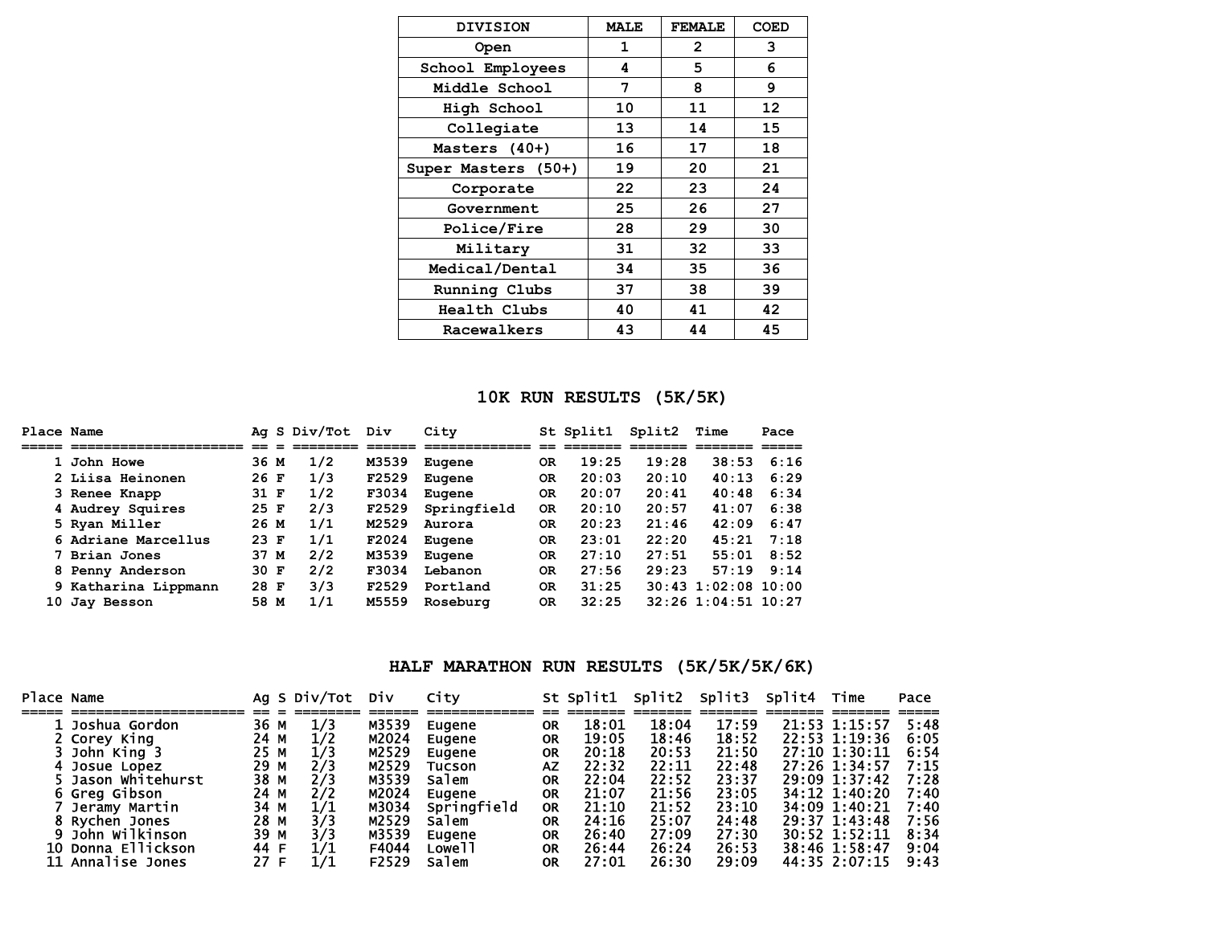| DIVISION | MALE | FEMALE | COED |
|---|---|---|---|
| Open | 1 | 2 | 3 |
| School Employees | 4 | 5 | 6 |
| Middle School | 7 | 8 | 9 |
| High School | 10 | 11 | 12 |
| Collegiate | 13 | 14 | 15 |
| Masters (40+) | 16 | 17 | 18 |
| Super Masters (50+) | 19 | 20 | 21 |
| Corporate | 22 | 23 | 24 |
| Government | 25 | 26 | 27 |
| Police/Fire | 28 | 29 | 30 |
| Military | 31 | 32 | 33 |
| Medical/Dental | 34 | 35 | 36 |
| Running Clubs | 37 | 38 | 39 |
| Health Clubs | 40 | 41 | 42 |
| Racewalkers | 43 | 44 | 45 |

## 10K RUN RESULTS (5K/5K)

| Place | Name | Ag | S | Div/Tot | Div | City | St | Split1 | Split2 | Time | Pace |
|---|---|---|---|---|---|---|---|---|---|---|---|
| 1 | John Howe | 36 | M | 1/2 | M3539 | Eugene | OR | 19:25 | 19:28 | 38:53 | 6:16 |
| 2 | Liisa Heinonen | 26 | F | 1/3 | F2529 | Eugene | OR | 20:03 | 20:10 | 40:13 | 6:29 |
| 3 | Renee Knapp | 31 | F | 1/2 | F3034 | Eugene | OR | 20:07 | 20:41 | 40:48 | 6:34 |
| 4 | Audrey Squires | 25 | F | 2/3 | F2529 | Springfield | OR | 20:10 | 20:57 | 41:07 | 6:38 |
| 5 | Ryan Miller | 26 | M | 1/1 | M2529 | Aurora | OR | 20:23 | 21:46 | 42:09 | 6:47 |
| 6 | Adriane Marcellus | 23 | F | 1/1 | F2024 | Eugene | OR | 23:01 | 22:20 | 45:21 | 7:18 |
| 7 | Brian Jones | 37 | M | 2/2 | M3539 | Eugene | OR | 27:10 | 27:51 | 55:01 | 8:52 |
| 8 | Penny Anderson | 30 | F | 2/2 | F3034 | Lebanon | OR | 27:56 | 29:23 | 57:19 | 9:14 |
| 9 | Katharina Lippmann | 28 | F | 3/3 | F2529 | Portland | OR | 31:25 | 30:43 | 1:02:08 | 10:00 |
| 10 | Jay Besson | 58 | M | 1/1 | M5559 | Roseburg | OR | 32:25 | 32:26 | 1:04:51 | 10:27 |

## HALF MARATHON RUN RESULTS (5K/5K/5K/6K)

| Place | Name | Ag | S | Div/Tot | Div | City | St | Split1 | Split2 | Split3 | Split4 | Time | Pace |
|---|---|---|---|---|---|---|---|---|---|---|---|---|---|
| 1 | Joshua Gordon | 36 | M | 1/3 | M3539 | Eugene | OR | 18:01 | 18:04 | 17:59 | 21:53 | 1:15:57 | 5:48 |
| 2 | Corey King | 24 | M | 1/2 | M2024 | Eugene | OR | 19:05 | 18:46 | 18:52 | 22:53 | 1:19:36 | 6:05 |
| 3 | John King 3 | 25 | M | 1/3 | M2529 | Eugene | OR | 20:18 | 20:53 | 21:50 | 27:10 | 1:30:11 | 6:54 |
| 4 | Josue Lopez | 29 | M | 2/3 | M2529 | Tucson | AZ | 22:32 | 22:11 | 22:48 | 27:26 | 1:34:57 | 7:15 |
| 5 | Jason Whitehurst | 38 | M | 2/3 | M3539 | Salem | OR | 22:04 | 22:52 | 23:37 | 29:09 | 1:37:42 | 7:28 |
| 6 | Greg Gibson | 24 | M | 2/2 | M2024 | Eugene | OR | 21:07 | 21:56 | 23:05 | 34:12 | 1:40:20 | 7:40 |
| 7 | Jeramy Martin | 34 | M | 1/1 | M3034 | Springfield | OR | 21:10 | 21:52 | 23:10 | 34:09 | 1:40:21 | 7:40 |
| 8 | Rychen Jones | 28 | M | 3/3 | M2529 | Salem | OR | 24:16 | 25:07 | 24:48 | 29:37 | 1:43:48 | 7:56 |
| 9 | John Wilkinson | 39 | M | 3/3 | M3539 | Eugene | OR | 26:40 | 27:09 | 27:30 | 30:52 | 1:52:11 | 8:34 |
| 10 | Donna Ellickson | 44 | F | 1/1 | F4044 | Lowell | OR | 26:44 | 26:24 | 26:53 | 38:46 | 1:58:47 | 9:04 |
| 11 | Annalise Jones | 27 | F | 1/1 | F2529 | Salem | OR | 27:01 | 26:30 | 29:09 | 44:35 | 2:07:15 | 9:43 |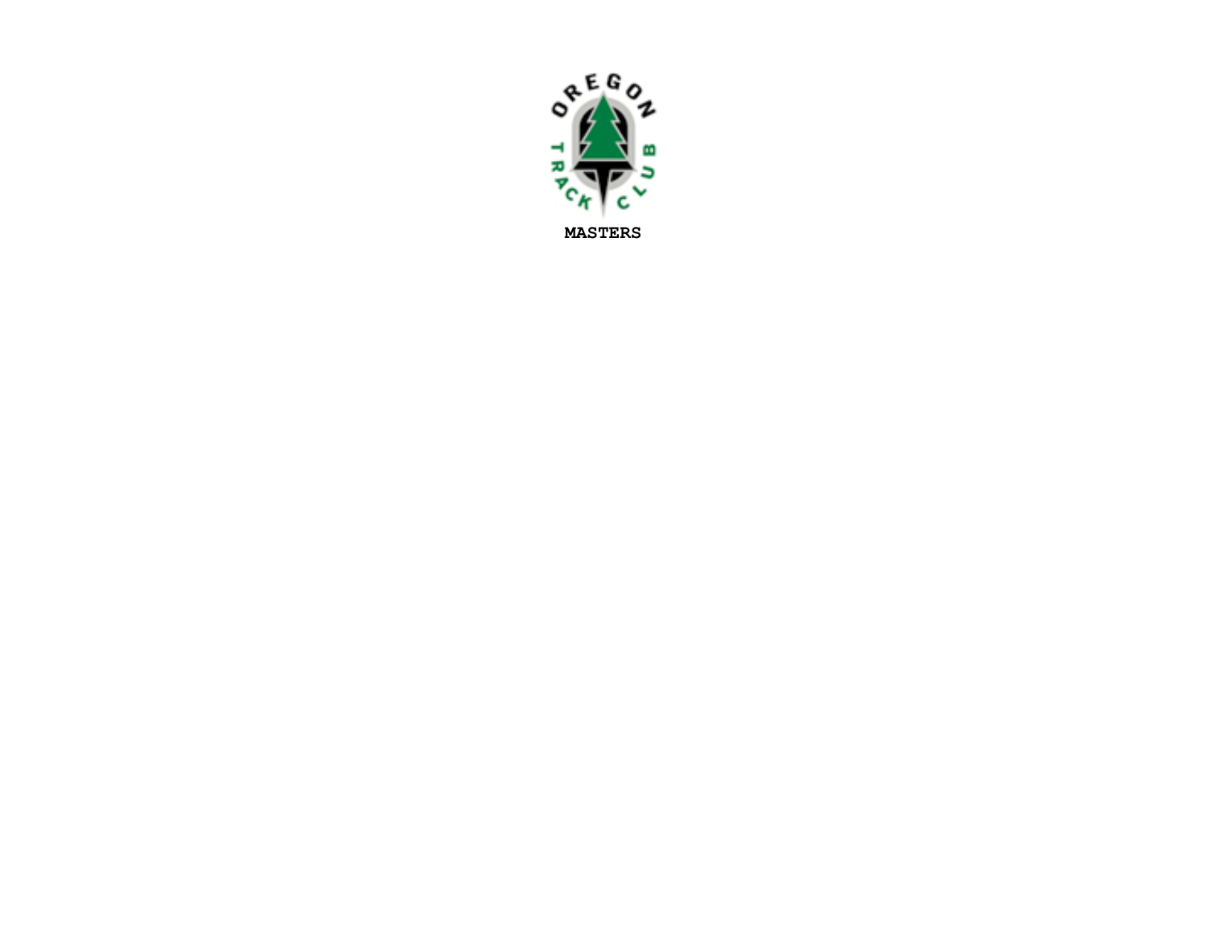OREGON TRACK CLUB

MASTERS